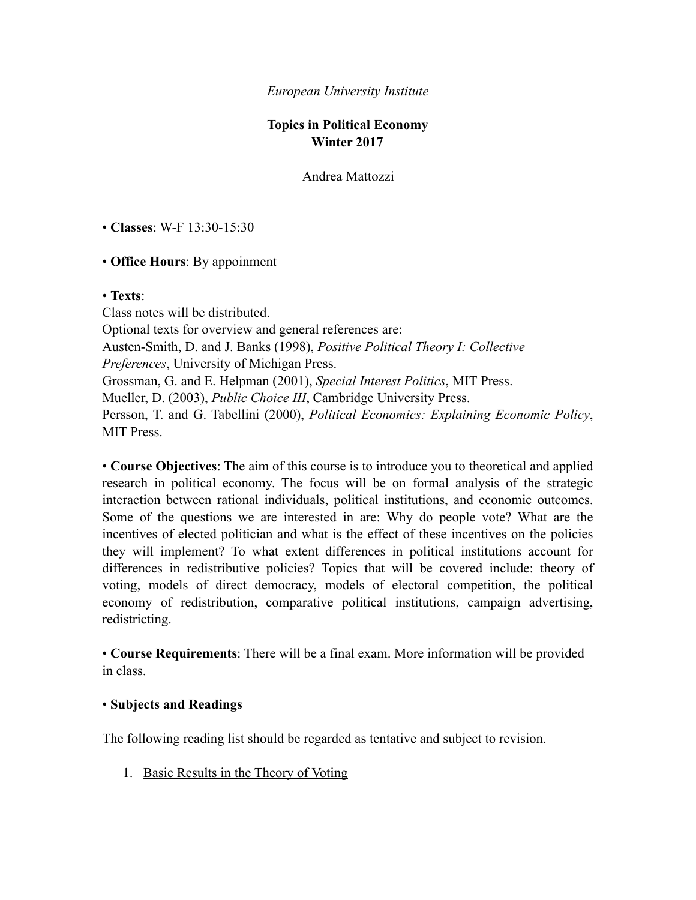*European University Institute*

# Topics in Political Economy
# Winter 2017

Andrea Mattozzi

• **Classes**: W-F 13:30-15:30

• **Office Hours**: By appoinment

• **Texts**:
Class notes will be distributed.
Optional texts for overview and general references are:
Austen-Smith, D. and J. Banks (1998), *Positive Political Theory I: Collective Preferences*, University of Michigan Press.
Grossman, G. and E. Helpman (2001), *Special Interest Politics*, MIT Press.
Mueller, D. (2003), *Public Choice III*, Cambridge University Press.
Persson, T. and G. Tabellini (2000), *Political Economics: Explaining Economic Policy*, MIT Press.

• **Course Objectives**: The aim of this course is to introduce you to theoretical and applied research in political economy. The focus will be on formal analysis of the strategic interaction between rational individuals, political institutions, and economic outcomes. Some of the questions we are interested in are: Why do people vote? What are the incentives of elected politician and what is the effect of these incentives on the policies they will implement? To what extent differences in political institutions account for differences in redistributive policies? Topics that will be covered include: theory of voting, models of direct democracy, models of electoral competition, the political economy of redistribution, comparative political institutions, campaign advertising, redistricting.

• **Course Requirements**: There will be a final exam. More information will be provided in class.

• **Subjects and Readings**

The following reading list should be regarded as tentative and subject to revision.

1. Basic Results in the Theory of Voting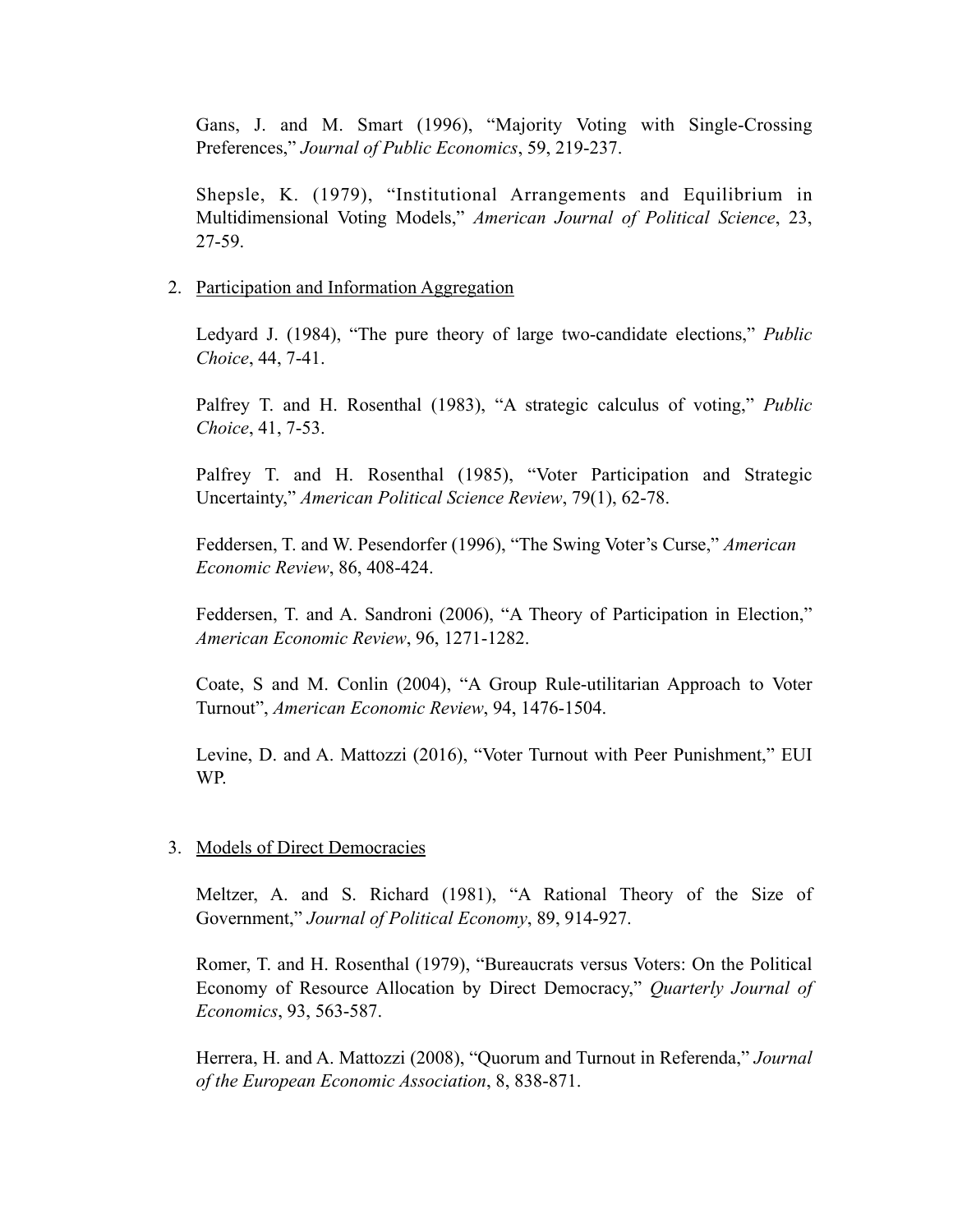Gans, J. and M. Smart (1996), "Majority Voting with Single-Crossing Preferences," *Journal of Public Economics*, 59, 219-237.

Shepsle, K. (1979), "Institutional Arrangements and Equilibrium in Multidimensional Voting Models," *American Journal of Political Science*, 23, 27-59.

2. Participation and Information Aggregation

Ledyard J. (1984), "The pure theory of large two-candidate elections," *Public Choice*, 44, 7-41.

Palfrey T. and H. Rosenthal (1983), "A strategic calculus of voting," *Public Choice*, 41, 7-53.

Palfrey T. and H. Rosenthal (1985), "Voter Participation and Strategic Uncertainty," *American Political Science Review*, 79(1), 62-78.

Feddersen, T. and W. Pesendorfer (1996), "The Swing Voter's Curse," *American Economic Review*, 86, 408-424.

Feddersen, T. and A. Sandroni (2006), "A Theory of Participation in Election," *American Economic Review*, 96, 1271-1282.

Coate, S and M. Conlin (2004), "A Group Rule-utilitarian Approach to Voter Turnout", *American Economic Review*, 94, 1476-1504.

Levine, D. and A. Mattozzi (2016), "Voter Turnout with Peer Punishment," EUI WP.

3. Models of Direct Democracies

Meltzer, A. and S. Richard (1981), "A Rational Theory of the Size of Government," *Journal of Political Economy*, 89, 914-927.

Romer, T. and H. Rosenthal (1979), "Bureaucrats versus Voters: On the Political Economy of Resource Allocation by Direct Democracy," *Quarterly Journal of Economics*, 93, 563-587.

Herrera, H. and A. Mattozzi (2008), "Quorum and Turnout in Referenda," *Journal of the European Economic Association*, 8, 838-871.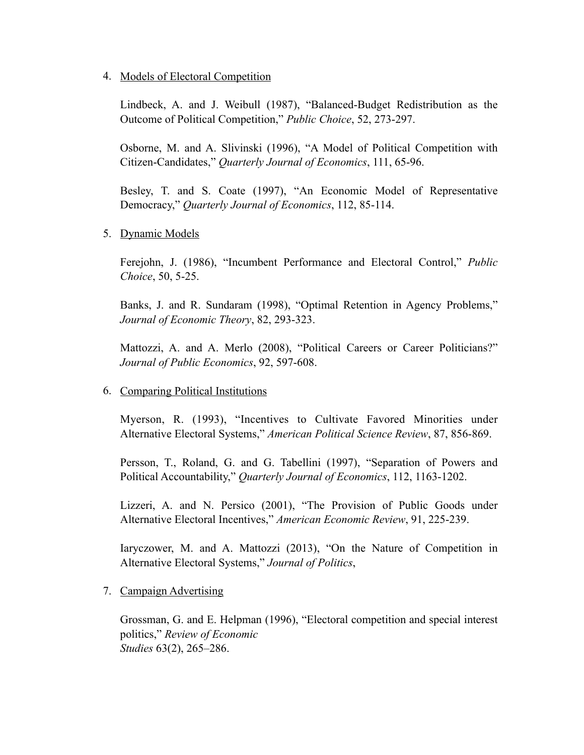4. Models of Electoral Competition

   Lindbeck, A. and J. Weibull (1987), "Balanced-Budget Redistribution as the Outcome of Political Competition," *Public Choice*, 52, 273-297.

   Osborne, M. and A. Slivinski (1996), "A Model of Political Competition with Citizen-Candidates," *Quarterly Journal of Economics*, 111, 65-96.

   Besley, T. and S. Coate (1997), "An Economic Model of Representative Democracy," *Quarterly Journal of Economics*, 112, 85-114.

5. Dynamic Models

   Ferejohn, J. (1986), "Incumbent Performance and Electoral Control," *Public Choice*, 50, 5-25.

   Banks, J. and R. Sundaram (1998), "Optimal Retention in Agency Problems," *Journal of Economic Theory*, 82, 293-323.

   Mattozzi, A. and A. Merlo (2008), "Political Careers or Career Politicians?" *Journal of Public Economics*, 92, 597-608.

6. Comparing Political Institutions

   Myerson, R. (1993), "Incentives to Cultivate Favored Minorities under Alternative Electoral Systems," *American Political Science Review*, 87, 856-869.

   Persson, T., Roland, G. and G. Tabellini (1997), "Separation of Powers and Political Accountability," *Quarterly Journal of Economics*, 112, 1163-1202.

   Lizzeri, A. and N. Persico (2001), "The Provision of Public Goods under Alternative Electoral Incentives," *American Economic Review*, 91, 225-239.

   Iaryczower, M. and A. Mattozzi (2013), "On the Nature of Competition in Alternative Electoral Systems," *Journal of Politics*,

7. Campaign Advertising

   Grossman, G. and E. Helpman (1996), "Electoral competition and special interest politics," *Review of Economic Studies* 63(2), 265–286.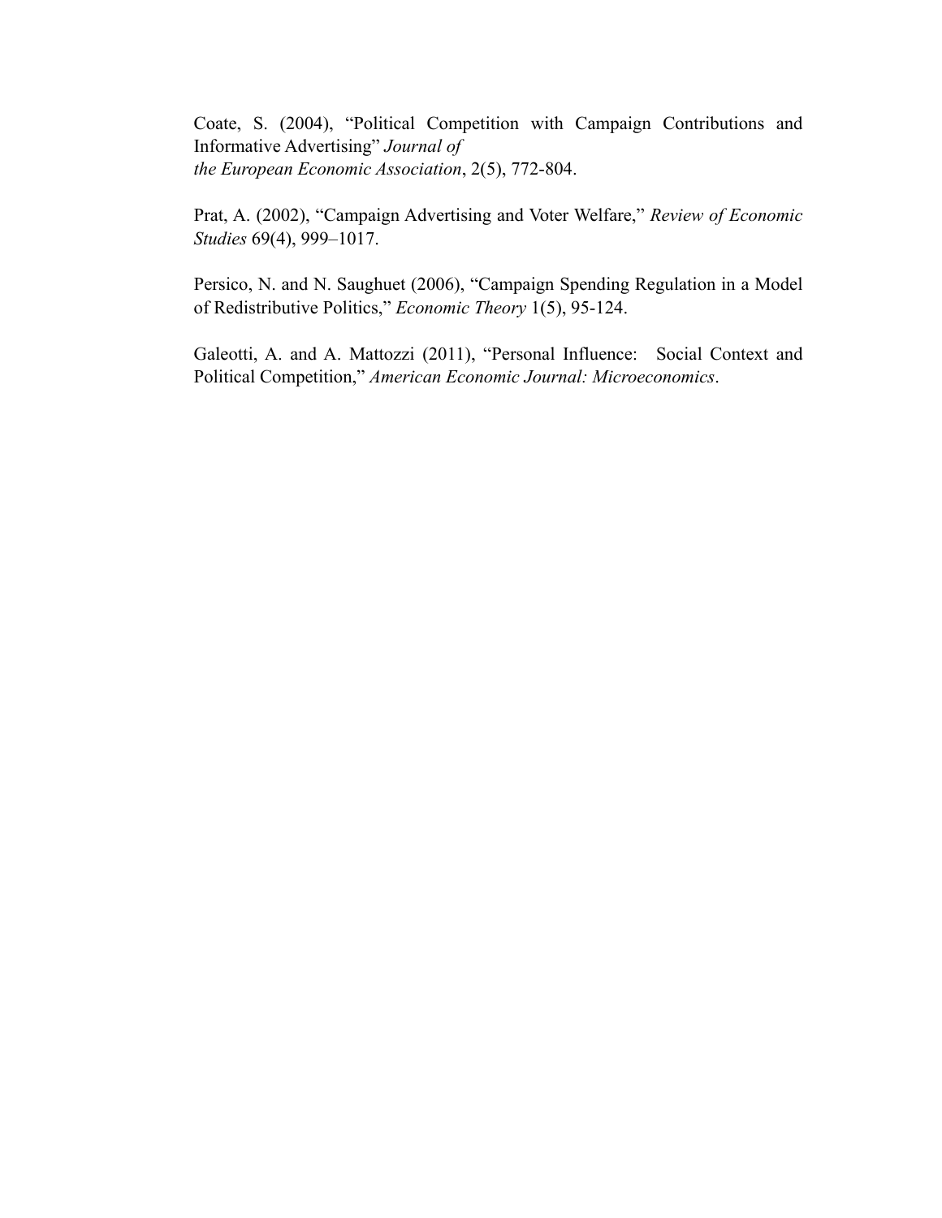Coate, S. (2004), "Political Competition with Campaign Contributions and Informative Advertising" *Journal of the European Economic Association*, 2(5), 772-804.

Prat, A. (2002), "Campaign Advertising and Voter Welfare," *Review of Economic Studies* 69(4), 999–1017.

Persico, N. and N. Saughuet (2006), "Campaign Spending Regulation in a Model of Redistributive Politics," *Economic Theory* 1(5), 95-124.

Galeotti, A. and A. Mattozzi (2011), "Personal Influence: Social Context and Political Competition," *American Economic Journal: Microeconomics*.